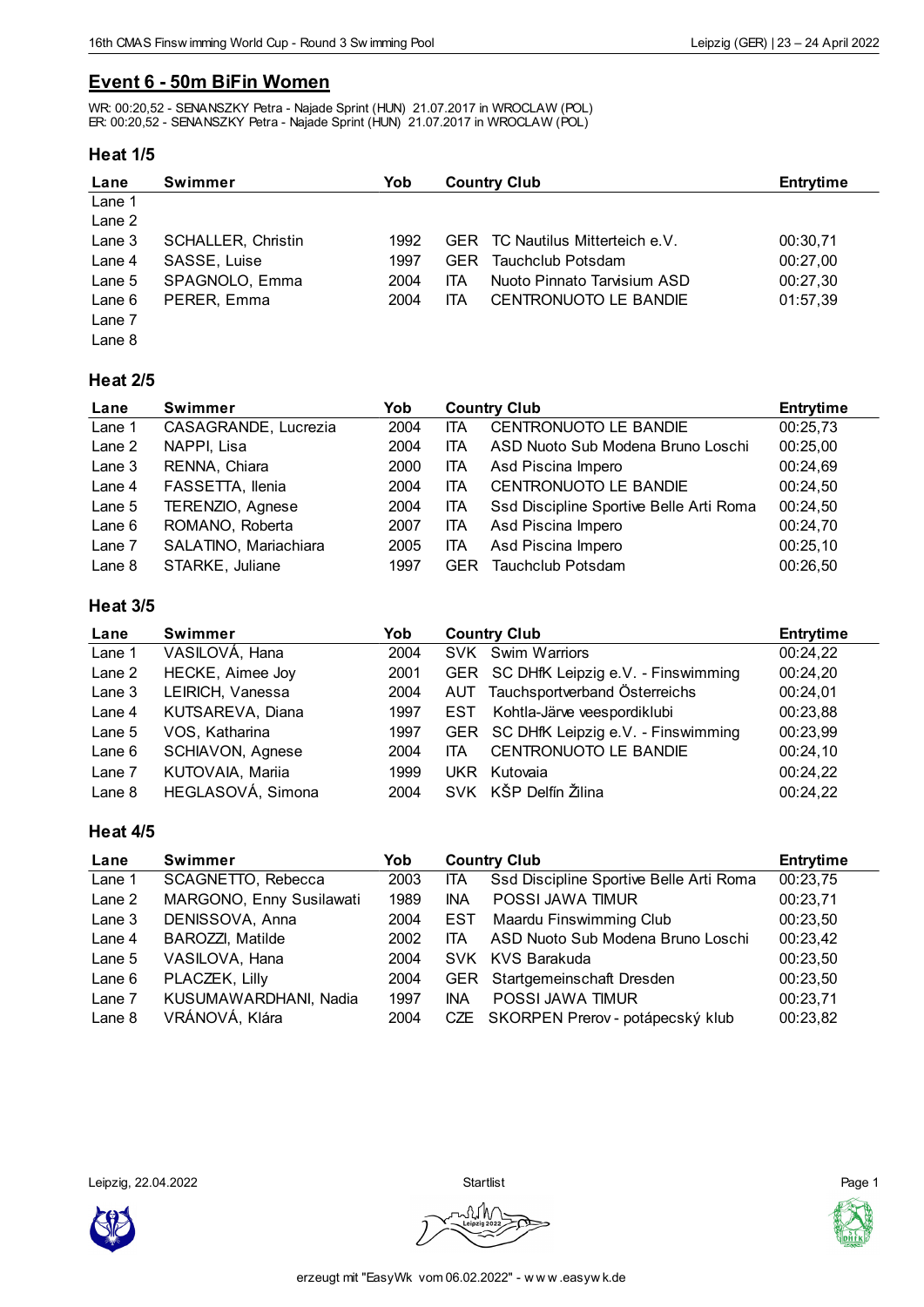## Event 6 - 50m BiFin Women

WR: 00:20,52 - SENANSZKY Petra - Najade Sprint (HUN) 21.07.2017 in WROCLAW (POL)
ER: 00:20,52 - SENANSZKY Petra - Najade Sprint (HUN) 21.07.2017 in WROCLAW (POL)

### Heat 1/5

| Lane | Swimmer | Yob | Country | Club | Entrytime |
|---|---|---|---|---|---|
| Lane 1 | | | | | |
| Lane 2 | | | | | |
| Lane 3 | SCHALLER, Christin | 1992 | GER | TC Nautilus Mitterteich e.V. | 00:30,71 |
| Lane 4 | SASSE, Luise | 1997 | GER | Tauchclub Potsdam | 00:27,00 |
| Lane 5 | SPAGNOLO, Emma | 2004 | ITA | Nuoto Pinnato Tarvisium ASD | 00:27,30 |
| Lane 6 | PERER, Emma | 2004 | ITA | CENTRONUOTO LE BANDIE | 01:57,39 |
| Lane 7 | | | | | |
| Lane 8 | | | | | |

### Heat 2/5

| Lane | Swimmer | Yob | Country | Club | Entrytime |
|---|---|---|---|---|---|
| Lane 1 | CASAGRANDE, Lucrezia | 2004 | ITA | CENTRONUOTO LE BANDIE | 00:25,73 |
| Lane 2 | NAPPI, Lisa | 2004 | ITA | ASD Nuoto Sub Modena Bruno Loschi | 00:25,00 |
| Lane 3 | RENNA, Chiara | 2000 | ITA | Asd Piscina Impero | 00:24,69 |
| Lane 4 | FASSETTA, Ilenia | 2004 | ITA | CENTRONUOTO LE BANDIE | 00:24,50 |
| Lane 5 | TERENZIO, Agnese | 2004 | ITA | Ssd Discipline Sportive Belle Arti Roma | 00:24,50 |
| Lane 6 | ROMANO, Roberta | 2007 | ITA | Asd Piscina Impero | 00:24,70 |
| Lane 7 | SALATINO, Mariachiara | 2005 | ITA | Asd Piscina Impero | 00:25,10 |
| Lane 8 | STARKE, Juliane | 1997 | GER | Tauchclub Potsdam | 00:26,50 |

### Heat 3/5

| Lane | Swimmer | Yob | Country | Club | Entrytime |
|---|---|---|---|---|---|
| Lane 1 | VASILOVÁ, Hana | 2004 | SVK | Swim Warriors | 00:24,22 |
| Lane 2 | HECKE, Aimee Joy | 2001 | GER | SC DHfK Leipzig e.V. - Finswimming | 00:24,20 |
| Lane 3 | LEIRICH, Vanessa | 2004 | AUT | Tauchsportverband Österreichs | 00:24,01 |
| Lane 4 | KUTSAREVA, Diana | 1997 | EST | Kohtla-Järve veespordiklubi | 00:23,88 |
| Lane 5 | VOS, Katharina | 1997 | GER | SC DHfK Leipzig e.V. - Finswimming | 00:23,99 |
| Lane 6 | SCHIAVON, Agnese | 2004 | ITA | CENTRONUOTO LE BANDIE | 00:24,10 |
| Lane 7 | KUTOVAIA, Mariia | 1999 | UKR | Kutovaia | 00:24,22 |
| Lane 8 | HEGLASOVÁ, Simona | 2004 | SVK | KŠP Delfín Žilina | 00:24,22 |

### Heat 4/5

| Lane | Swimmer | Yob | Country | Club | Entrytime |
|---|---|---|---|---|---|
| Lane 1 | SCAGNETTO, Rebecca | 2003 | ITA | Ssd Discipline Sportive Belle Arti Roma | 00:23,75 |
| Lane 2 | MARGONO, Enny Susilawati | 1989 | INA | POSSI JAWA TIMUR | 00:23,71 |
| Lane 3 | DENISSOVA, Anna | 2004 | EST | Maardu Finswimming Club | 00:23,50 |
| Lane 4 | BAROZZI, Matilde | 2002 | ITA | ASD Nuoto Sub Modena Bruno Loschi | 00:23,42 |
| Lane 5 | VASILOVA, Hana | 2004 | SVK | KVS Barakuda | 00:23,50 |
| Lane 6 | PLACZEK, Lilly | 2004 | GER | Startgemeinschaft Dresden | 00:23,50 |
| Lane 7 | KUSUMAWARDHANI, Nadia | 1997 | INA | POSSI JAWA TIMUR | 00:23,71 |
| Lane 8 | VRÁNOVÁ, Klára | 2004 | CZE | SKORPEN Prerov - potápecský klub | 00:23,82 |

Leipzig, 22.04.2022 Startlist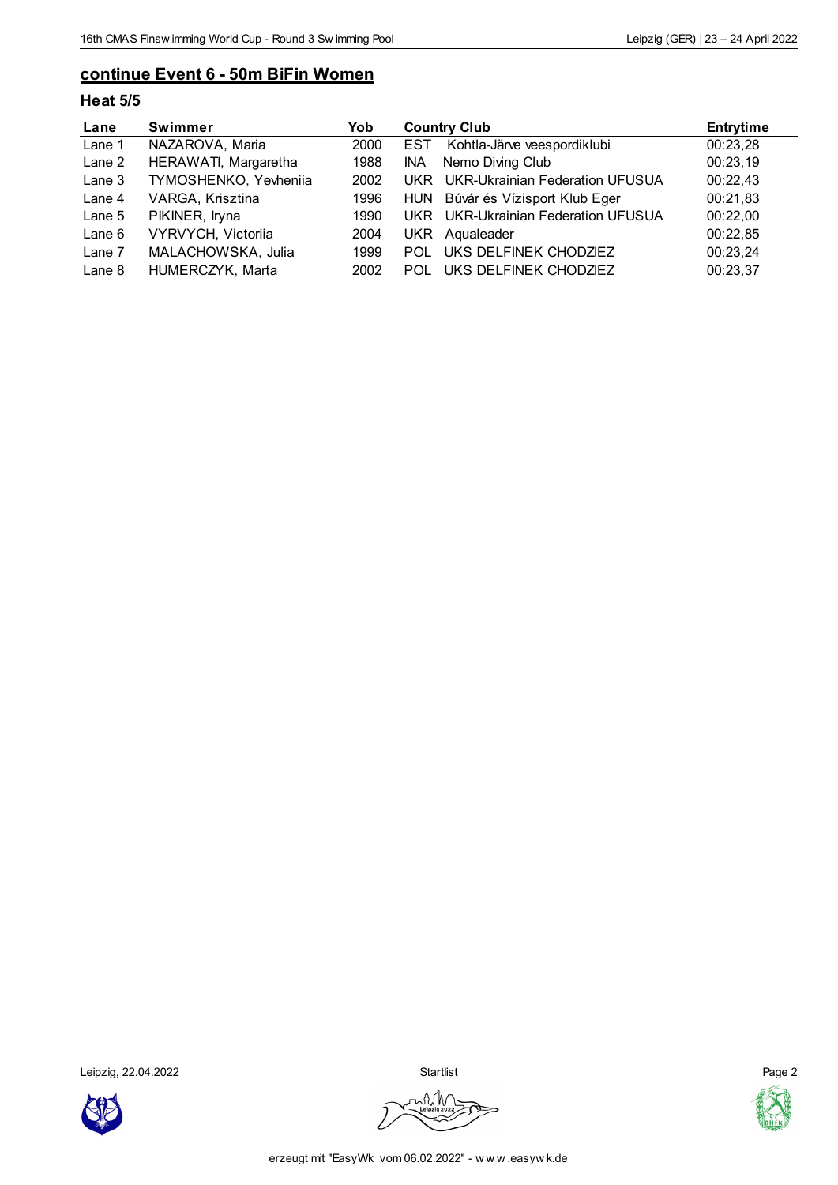## continue Event 6 - 50m BiFin Women

### Heat 5/5

| Lane | Swimmer | Yob | Country | Club | Entrytime |
|---|---|---|---|---|---|
| Lane 1 | NAZAROVA, Maria | 2000 | EST | Kohtla-Järve veespordiklubi | 00:23,28 |
| Lane 2 | HERAWATI, Margaretha | 1988 | INA | Nemo Diving Club | 00:23,19 |
| Lane 3 | TYMOSHENKO, Yevheniia | 2002 | UKR | UKR-Ukrainian Federation UFUSUA | 00:22,43 |
| Lane 4 | VARGA, Krisztina | 1996 | HUN | Búvár és Vízisport Klub Eger | 00:21,83 |
| Lane 5 | PIKINER, Iryna | 1990 | UKR | UKR-Ukrainian Federation UFUSUA | 00:22,00 |
| Lane 6 | VYRVYCH, Victoriia | 2004 | UKR | Aqualeader | 00:22,85 |
| Lane 7 | MALACHOWSKA, Julia | 1999 | POL | UKS DELFINEK CHODZIEZ | 00:23,24 |
| Lane 8 | HUMERCZYK, Marta | 2002 | POL | UKS DELFINEK CHODZIEZ | 00:23,37 |

Leipzig, 22.04.2022 — Startlist

erzeugt mit "EasyWk vom 06.02.2022" - www.easywk.de